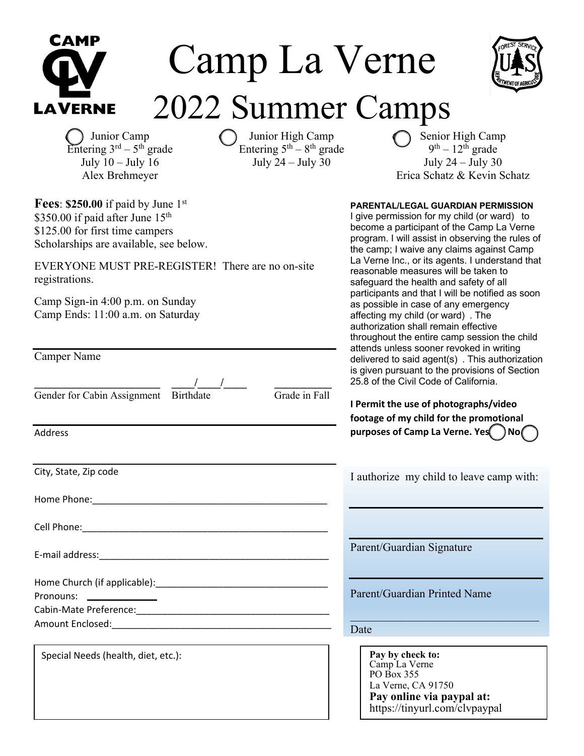CAMP LA VERNE

# Camp La Verne
# 2022 Summer Camps

| ◯ Junior Camp | ◯ Junior High Camp | ◯ Senior High Camp |
|---|---|---|
| Entering 3rd – 5th grade | Entering 5th – 8th grade | 9th – 12th grade |
| July 10 – July 16 | July 24 – July 30 | July 24 – July 30 |
| Alex Brehmeyer | | Erica Schatz & Kevin Schatz |

**Fees**: **$250.00** if paid by June 1st
$350.00 if paid after June 15th
$125.00 for first time campers
Scholarships are available, see below.

EVERYONE MUST PRE-REGISTER! There are no on-site registrations.

Camp Sign-in 4:00 p.m. on Sunday
Camp Ends: 11:00 a.m. on Saturday

______________________________
Camper Name

______________________ ____/____/____ __________
Gender for Cabin Assignment Birthdate Grade in Fall

______________________________
Address

______________________________
City, State, Zip code

Home Phone:______________________________

Cell Phone:______________________________

E-mail address:______________________________

Home Church (if applicable):______________________________

Pronouns: ____________

Cabin-Mate Preference:______________________________

Amount Enclosed:______________________________

Special Needs (health, diet, etc.):

**PARENTAL/LEGAL GUARDIAN PERMISSION**

I give permission for my child (or ward) to become a participant of the Camp La Verne program. I will assist in observing the rules of the camp; I waive any claims against Camp La Verne Inc., or its agents. I understand that reasonable measures will be taken to safeguard the health and safety of all participants and that I will be notified as soon as possible in case of any emergency affecting my child (or ward) . The authorization shall remain effective throughout the entire camp session the child attends unless sooner revoked in writing delivered to said agent(s) . This authorization is given pursuant to the provisions of Section 25.8 of the Civil Code of California.

**I Permit the use of photographs/video footage of my child for the promotional purposes of Camp La Verne. Yes ◯ No ◯**

I authorize my child to leave camp with:

______________________________

______________________________
Parent/Guardian Signature

______________________________
Parent/Guardian Printed Name

______________________________
Date

**Pay by check to:**
Camp La Verne
PO Box 355
La Verne, CA 91750
**Pay online via paypal at:**
https://tinyurl.com/clvpaypal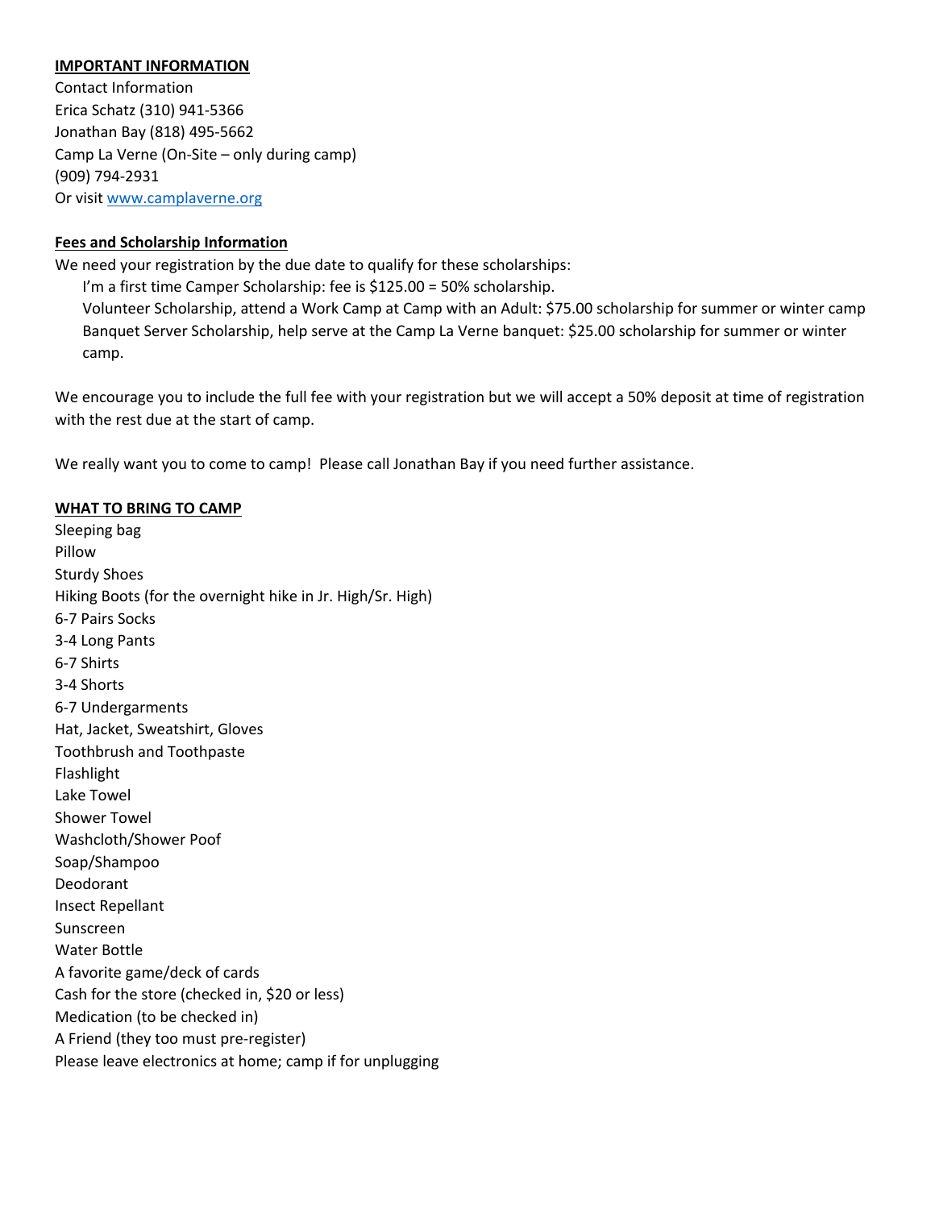**IMPORTANT INFORMATION**

Contact Information
Erica Schatz (310) 941-5366
Jonathan Bay (818) 495-5662
Camp La Verne (On-Site – only during camp)
(909) 794-2931
Or visit www.camplaverne.org

**Fees and Scholarship Information**

We need your registration by the due date to qualify for these scholarships:

I'm a first time Camper Scholarship: fee is $125.00 = 50% scholarship.
Volunteer Scholarship, attend a Work Camp at Camp with an Adult: $75.00 scholarship for summer or winter camp
Banquet Server Scholarship, help serve at the Camp La Verne banquet: $25.00 scholarship for summer or winter camp.

We encourage you to include the full fee with your registration but we will accept a 50% deposit at time of registration with the rest due at the start of camp.

We really want you to come to camp! Please call Jonathan Bay if you need further assistance.

**WHAT TO BRING TO CAMP**

Sleeping bag
Pillow
Sturdy Shoes
Hiking Boots (for the overnight hike in Jr. High/Sr. High)
6-7 Pairs Socks
3-4 Long Pants
6-7 Shirts
3-4 Shorts
6-7 Undergarments
Hat, Jacket, Sweatshirt, Gloves
Toothbrush and Toothpaste
Flashlight
Lake Towel
Shower Towel
Washcloth/Shower Poof
Soap/Shampoo
Deodorant
Insect Repellant
Sunscreen
Water Bottle
A favorite game/deck of cards
Cash for the store (checked in, $20 or less)
Medication (to be checked in)
A Friend (they too must pre-register)
Please leave electronics at home; camp if for unplugging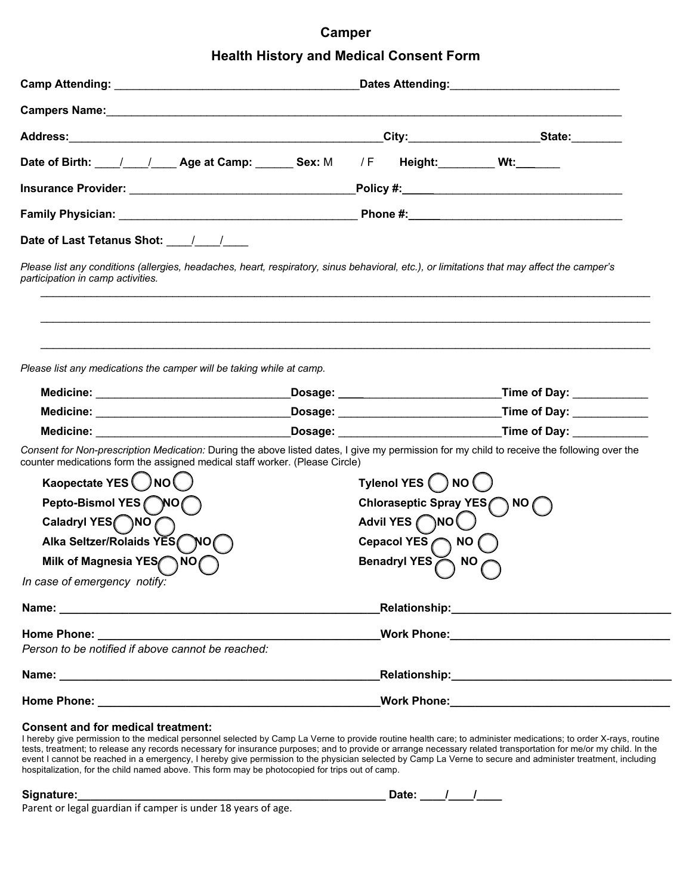# Camper

## Health History and Medical Consent Form

**Camp Attending:** ______________________________________ **Dates Attending:** __________________________

**Campers Name:** ___________________________________________________________________________________

**Address:** ________________________________________________ **City:** ____________________ **State:** ________

**Date of Birth:** ____/____/____ **Age at Camp:** ______ **Sex:** M / F **Height:** _________ **Wt:** _______

**Insurance Provider:** ____________________________________ **Policy #:** ________________________________

**Family Physician:** ______________________________________ **Phone #:** ______________________________

**Date of Last Tetanus Shot:** ____/____/____

*Please list any conditions (allergies, headaches, heart, respiratory, sinus behavioral, etc.), or limitations that may affect the camper's participation in camp activities.*

_____________________________________________________________________________________________________

_____________________________________________________________________________________________________

_____________________________________________________________________________________________________

*Please list any medications the camper will be taking while at camp.*

**Medicine:** _______________________________ **Dosage:** _________________________ **Time of Day:** ____________

**Medicine:** _______________________________ **Dosage:** _________________________ **Time of Day:** ____________

**Medicine:** _______________________________ **Dosage:** _________________________ **Time of Day:** ____________

*Consent for Non-prescription Medication:* During the above listed dates, I give my permission for my child to receive the following over the counter medications form the assigned medical staff worker. (Please Circle)

**Kaopectate YES ◯ NO ◯**

**Pepto-Bismol YES ◯ NO ◯**

**Caladryl YES ◯ NO ◯**

**Alka Seltzer/Rolaids YES ◯ NO ◯**

**Milk of Magnesia YES ◯ NO ◯**

**Tylenol YES ◯ NO ◯**

**Chloraseptic Spray YES ◯ NO ◯**

**Advil YES ◯ NO ◯**

**Cepacol YES ◯ NO ◯**

**Benadryl YES ◯ NO ◯**

*In case of emergency notify:*

**Name:** __________________________________________________ **Relationship:** __________________________________

**Home Phone:** ____________________________________________ **Work Phone:** __________________________________

*Person to be notified if above cannot be reached:*

**Name:** __________________________________________________ **Relationship:** __________________________________

**Home Phone:** ____________________________________________ **Work Phone:** __________________________________

**Consent and for medical treatment:**

I hereby give permission to the medical personnel selected by Camp La Verne to provide routine health care; to administer medications; to order X-rays, routine tests, treatment; to release any records necessary for insurance purposes; and to provide or arrange necessary related transportation for me/or my child. In the event I cannot be reached in a emergency, I hereby give permission to the physician selected by Camp La Verne to secure and administer treatment, including hospitalization, for the child named above. This form may be photocopied for trips out of camp.

**Signature:** __________________________________________________ **Date:** ____/____/____

Parent or legal guardian if camper is under 18 years of age.